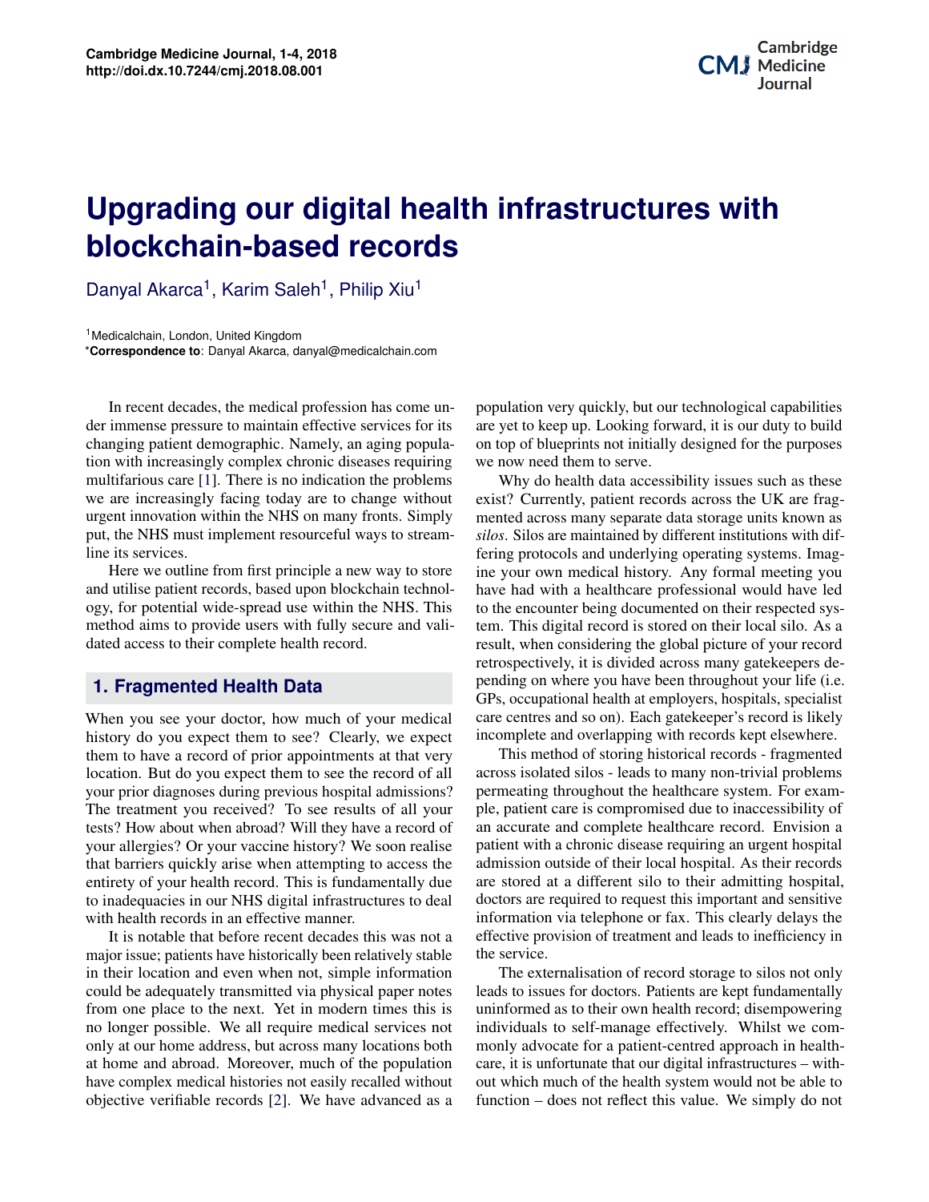# Upgrading our digital health infrastructures with blockchain-based records

Danyal Akarca[1], Karim Saleh[1], Philip Xiu[1]

[1]Medicalchain, London, United Kingdom
*Correspondence to: Danyal Akarca, danyal@medicalchain.com

In recent decades, the medical profession has come under immense pressure to maintain effective services for its changing patient demographic. Namely, an aging population with increasingly complex chronic diseases requiring multifarious care [1]. There is no indication the problems we are increasingly facing today are to change without urgent innovation within the NHS on many fronts. Simply put, the NHS must implement resourceful ways to streamline its services.

Here we outline from first principle a new way to store and utilise patient records, based upon blockchain technology, for potential wide-spread use within the NHS. This method aims to provide users with fully secure and validated access to their complete health record.

## 1. Fragmented Health Data

When you see your doctor, how much of your medical history do you expect them to see? Clearly, we expect them to have a record of prior appointments at that very location. But do you expect them to see the record of all your prior diagnoses during previous hospital admissions? The treatment you received? To see results of all your tests? How about when abroad? Will they have a record of your allergies? Or your vaccine history? We soon realise that barriers quickly arise when attempting to access the entirety of your health record. This is fundamentally due to inadequacies in our NHS digital infrastructures to deal with health records in an effective manner.

It is notable that before recent decades this was not a major issue; patients have historically been relatively stable in their location and even when not, simple information could be adequately transmitted via physical paper notes from one place to the next. Yet in modern times this is no longer possible. We all require medical services not only at our home address, but across many locations both at home and abroad. Moreover, much of the population have complex medical histories not easily recalled without objective verifiable records [2]. We have advanced as a population very quickly, but our technological capabilities are yet to keep up. Looking forward, it is our duty to build on top of blueprints not initially designed for the purposes we now need them to serve.

Why do health data accessibility issues such as these exist? Currently, patient records across the UK are fragmented across many separate data storage units known as *silos*. Silos are maintained by different institutions with differing protocols and underlying operating systems. Imagine your own medical history. Any formal meeting you have had with a healthcare professional would have led to the encounter being documented on their respected system. This digital record is stored on their local silo. As a result, when considering the global picture of your record retrospectively, it is divided across many gatekeepers depending on where you have been throughout your life (i.e. GPs, occupational health at employers, hospitals, specialist care centres and so on). Each gatekeeper's record is likely incomplete and overlapping with records kept elsewhere.

This method of storing historical records - fragmented across isolated silos - leads to many non-trivial problems permeating throughout the healthcare system. For example, patient care is compromised due to inaccessibility of an accurate and complete healthcare record. Envision a patient with a chronic disease requiring an urgent hospital admission outside of their local hospital. As their records are stored at a different silo to their admitting hospital, doctors are required to request this important and sensitive information via telephone or fax. This clearly delays the effective provision of treatment and leads to inefficiency in the service.

The externalisation of record storage to silos not only leads to issues for doctors. Patients are kept fundamentally uninformed as to their own health record; disempowering individuals to self-manage effectively. Whilst we commonly advocate for a patient-centred approach in healthcare, it is unfortunate that our digital infrastructures – without which much of the health system would not be able to function – does not reflect this value. We simply do not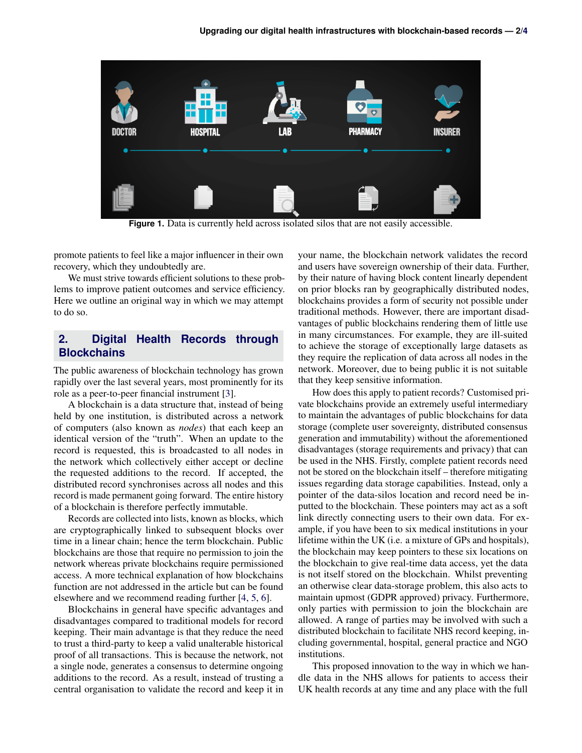Figure 1. Data is currently held across isolated silos that are not easily accessible.

promote patients to feel like a major influencer in their own recovery, which they undoubtedly are.

We must strive towards efficient solutions to these problems to improve patient outcomes and service efficiency. Here we outline an original way in which we may attempt to do so.

## 2. Digital Health Records through Blockchains

The public awareness of blockchain technology has grown rapidly over the last several years, most prominently for its role as a peer-to-peer financial instrument [3].

A blockchain is a data structure that, instead of being held by one institution, is distributed across a network of computers (also known as *nodes*) that each keep an identical version of the "truth". When an update to the record is requested, this is broadcasted to all nodes in the network which collectively either accept or decline the requested additions to the record. If accepted, the distributed record synchronises across all nodes and this record is made permanent going forward. The entire history of a blockchain is therefore perfectly immutable.

Records are collected into lists, known as blocks, which are cryptographically linked to subsequent blocks over time in a linear chain; hence the term blockchain. Public blockchains are those that require no permission to join the network whereas private blockchains require permissioned access. A more technical explanation of how blockchains function are not addressed in the article but can be found elsewhere and we recommend reading further [4, 5, 6].

Blockchains in general have specific advantages and disadvantages compared to traditional models for record keeping. Their main advantage is that they reduce the need to trust a third-party to keep a valid unalterable historical proof of all transactions. This is because the network, not a single node, generates a consensus to determine ongoing additions to the record. As a result, instead of trusting a central organisation to validate the record and keep it in your name, the blockchain network validates the record and users have sovereign ownership of their data. Further, by their nature of having block content linearly dependent on prior blocks ran by geographically distributed nodes, blockchains provides a form of security not possible under traditional methods. However, there are important disadvantages of public blockchains rendering them of little use in many circumstances. For example, they are ill-suited to achieve the storage of exceptionally large datasets as they require the replication of data across all nodes in the network. Moreover, due to being public it is not suitable that they keep sensitive information.

How does this apply to patient records? Customised private blockchains provide an extremely useful intermediary to maintain the advantages of public blockchains for data storage (complete user sovereignty, distributed consensus generation and immutability) without the aforementioned disadvantages (storage requirements and privacy) that can be used in the NHS. Firstly, complete patient records need not be stored on the blockchain itself – therefore mitigating issues regarding data storage capabilities. Instead, only a pointer of the data-silos location and record need be inputted to the blockchain. These pointers may act as a soft link directly connecting users to their own data. For example, if you have been to six medical institutions in your lifetime within the UK (i.e. a mixture of GPs and hospitals), the blockchain may keep pointers to these six locations on the blockchain to give real-time data access, yet the data is not itself stored on the blockchain. Whilst preventing an otherwise clear data-storage problem, this also acts to maintain upmost (GDPR approved) privacy. Furthermore, only parties with permission to join the blockchain are allowed. A range of parties may be involved with such a distributed blockchain to facilitate NHS record keeping, including governmental, hospital, general practice and NGO institutions.

This proposed innovation to the way in which we handle data in the NHS allows for patients to access their UK health records at any time and any place with the full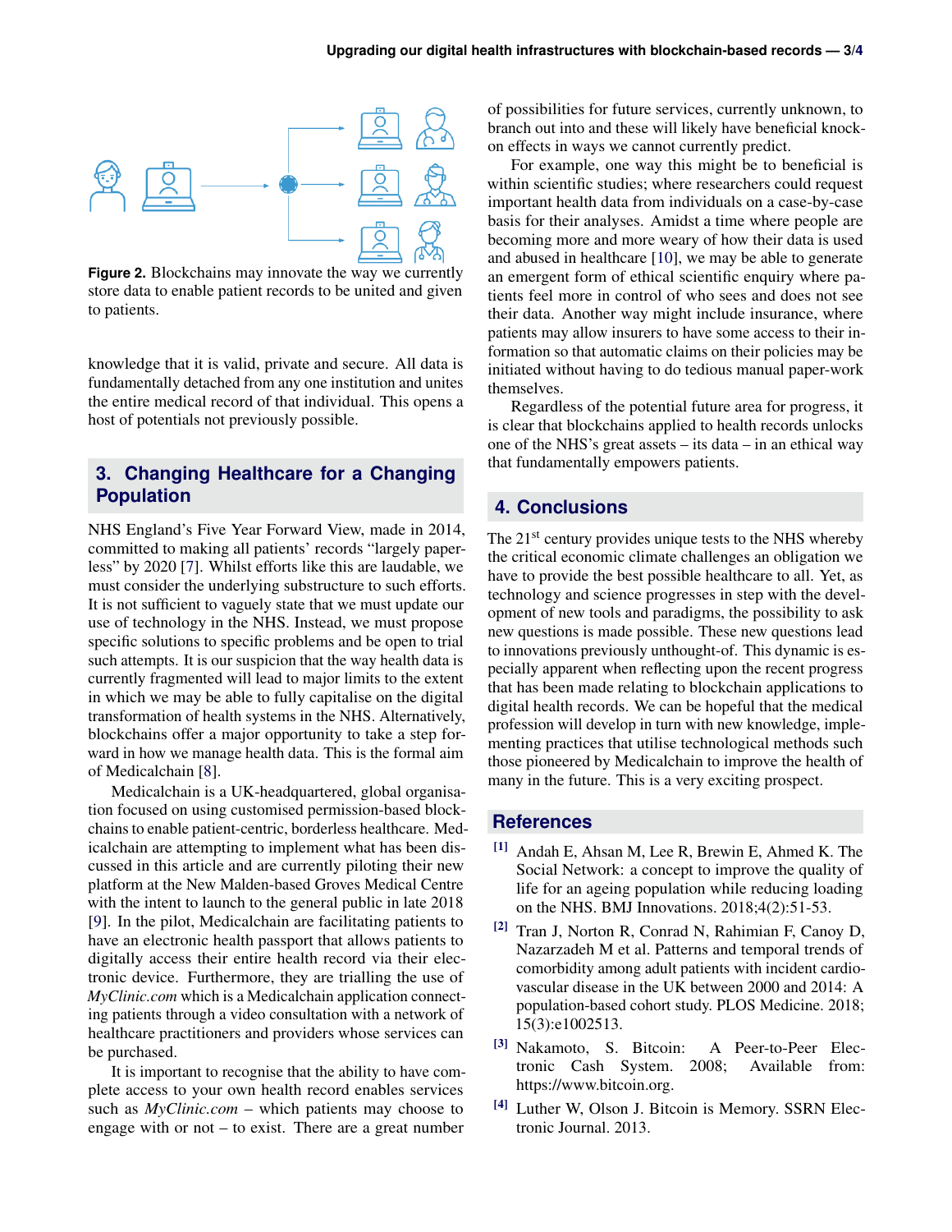**Figure 2.** Blockchains may innovate the way we currently store data to enable patient records to be united and given to patients.

knowledge that it is valid, private and secure. All data is fundamentally detached from any one institution and unites the entire medical record of that individual. This opens a host of potentials not previously possible.

## 3. Changing Healthcare for a Changing Population

NHS England's Five Year Forward View, made in 2014, committed to making all patients' records "largely paperless" by 2020 [7]. Whilst efforts like this are laudable, we must consider the underlying substructure to such efforts. It is not sufficient to vaguely state that we must update our use of technology in the NHS. Instead, we must propose specific solutions to specific problems and be open to trial such attempts. It is our suspicion that the way health data is currently fragmented will lead to major limits to the extent in which we may be able to fully capitalise on the digital transformation of health systems in the NHS. Alternatively, blockchains offer a major opportunity to take a step forward in how we manage health data. This is the formal aim of Medicalchain [8].

Medicalchain is a UK-headquartered, global organisation focused on using customised permission-based blockchains to enable patient-centric, borderless healthcare. Medicalchain are attempting to implement what has been discussed in this article and are currently piloting their new platform at the New Malden-based Groves Medical Centre with the intent to launch to the general public in late 2018 [9]. In the pilot, Medicalchain are facilitating patients to have an electronic health passport that allows patients to digitally access their entire health record via their electronic device. Furthermore, they are trialling the use of *MyClinic.com* which is a Medicalchain application connecting patients through a video consultation with a network of healthcare practitioners and providers whose services can be purchased.

It is important to recognise that the ability to have complete access to your own health record enables services such as *MyClinic.com* – which patients may choose to engage with or not – to exist. There are a great number of possibilities for future services, currently unknown, to branch out into and these will likely have beneficial knock-on effects in ways we cannot currently predict.

For example, one way this might be to beneficial is within scientific studies; where researchers could request important health data from individuals on a case-by-case basis for their analyses. Amidst a time where people are becoming more and more weary of how their data is used and abused in healthcare [10], we may be able to generate an emergent form of ethical scientific enquiry where patients feel more in control of who sees and does not see their data. Another way might include insurance, where patients may allow insurers to have some access to their information so that automatic claims on their policies may be initiated without having to do tedious manual paper-work themselves.

Regardless of the potential future area for progress, it is clear that blockchains applied to health records unlocks one of the NHS's great assets – its data – in an ethical way that fundamentally empowers patients.

## 4. Conclusions

The 21$^{st}$ century provides unique tests to the NHS whereby the critical economic climate challenges an obligation we have to provide the best possible healthcare to all. Yet, as technology and science progresses in step with the development of new tools and paradigms, the possibility to ask new questions is made possible. These new questions lead to innovations previously unthought-of. This dynamic is especially apparent when reflecting upon the recent progress that has been made relating to blockchain applications to digital health records. We can be hopeful that the medical profession will develop in turn with new knowledge, implementing practices that utilise technological methods such those pioneered by Medicalchain to improve the health of many in the future. This is a very exciting prospect.

## References

[1] Andah E, Ahsan M, Lee R, Brewin E, Ahmed K. The Social Network: a concept to improve the quality of life for an ageing population while reducing loading on the NHS. BMJ Innovations. 2018;4(2):51-53.

[2] Tran J, Norton R, Conrad N, Rahimian F, Canoy D, Nazarzadeh M et al. Patterns and temporal trends of comorbidity among adult patients with incident cardiovascular disease in the UK between 2000 and 2014: A population-based cohort study. PLOS Medicine. 2018; 15(3):e1002513.

[3] Nakamoto, S. Bitcoin: A Peer-to-Peer Electronic Cash System. 2008; Available from: https://www.bitcoin.org.

[4] Luther W, Olson J. Bitcoin is Memory. SSRN Electronic Journal. 2013.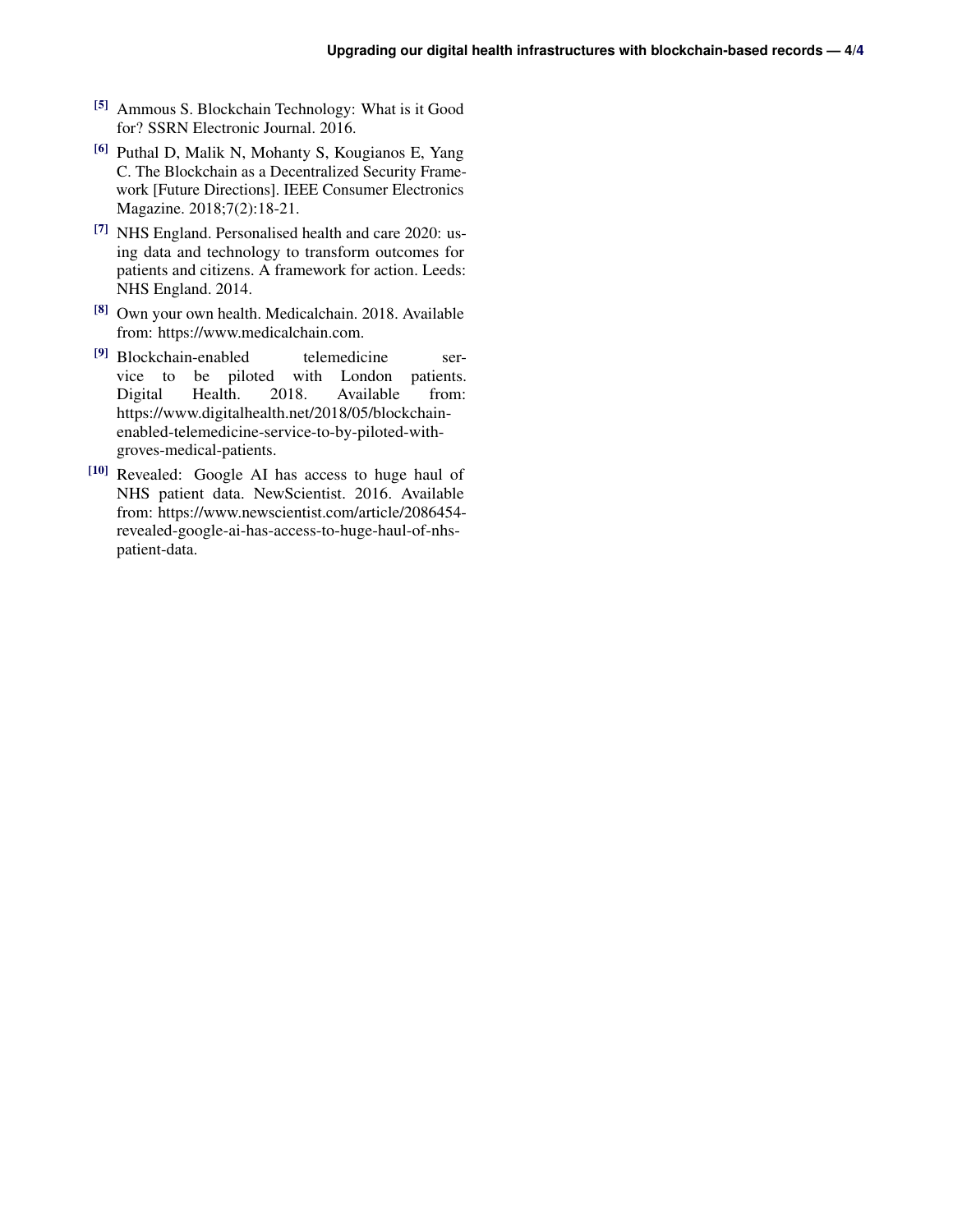[5] Ammous S. Blockchain Technology: What is it Good for? SSRN Electronic Journal. 2016.

[6] Puthal D, Malik N, Mohanty S, Kougianos E, Yang C. The Blockchain as a Decentralized Security Framework [Future Directions]. IEEE Consumer Electronics Magazine. 2018;7(2):18-21.

[7] NHS England. Personalised health and care 2020: using data and technology to transform outcomes for patients and citizens. A framework for action. Leeds: NHS England. 2014.

[8] Own your own health. Medicalchain. 2018. Available from: https://www.medicalchain.com.

[9] Blockchain-enabled telemedicine service to be piloted with London patients. Digital Health. 2018. Available from: https://www.digitalhealth.net/2018/05/blockchain-enabled-telemedicine-service-to-by-piloted-with-groves-medical-patients.

[10] Revealed: Google AI has access to huge haul of NHS patient data. NewScientist. 2016. Available from: https://www.newscientist.com/article/2086454-revealed-google-ai-has-access-to-huge-haul-of-nhs-patient-data.